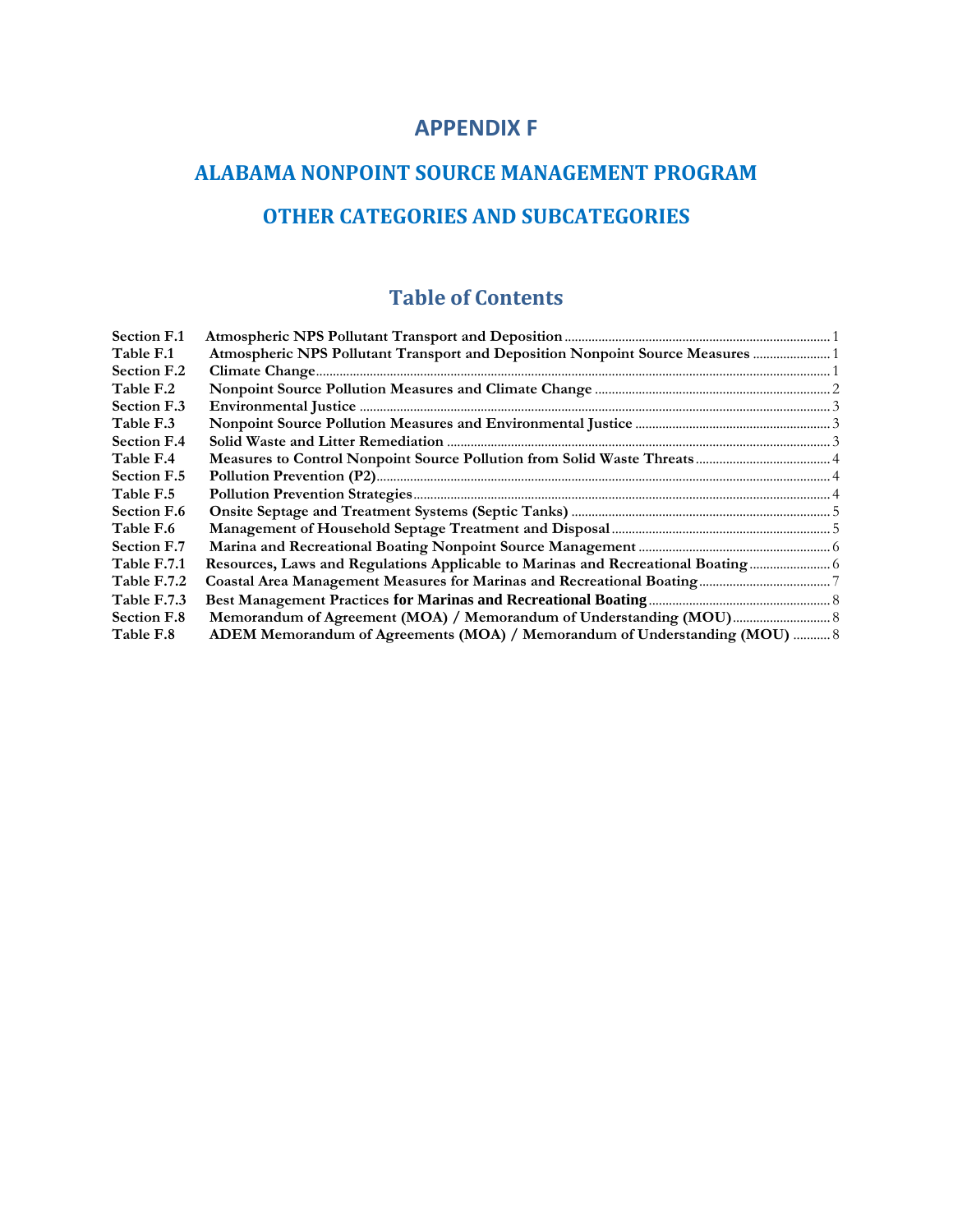# APPENDIX F

## ALABAMA NONPOINT SOURCE MANAGEMENT PROGRAM

## OTHER CATEGORIES AND SUBCATEGORIES

## Table of Contents

| | | |
|---|---|---|
| **Section F.1** | **Atmospheric NPS Pollutant Transport and Deposition** | 1 |
| **Table F.1** | **Atmospheric NPS Pollutant Transport and Deposition Nonpoint Source Measures** | 1 |
| **Section F.2** | **Climate Change** | 1 |
| **Table F.2** | **Nonpoint Source Pollution Measures and Climate Change** | 2 |
| **Section F.3** | **Environmental Justice** | 3 |
| **Table F.3** | **Nonpoint Source Pollution Measures and Environmental Justice** | 3 |
| **Section F.4** | **Solid Waste and Litter Remediation** | 3 |
| **Table F.4** | **Measures to Control Nonpoint Source Pollution from Solid Waste Threats** | 4 |
| **Section F.5** | **Pollution Prevention (P2)** | 4 |
| **Table F.5** | **Pollution Prevention Strategies** | 4 |
| **Section F.6** | **Onsite Septage and Treatment Systems (Septic Tanks)** | 5 |
| **Table F.6** | **Management of Household Septage Treatment and Disposal** | 5 |
| **Section F.7** | **Marina and Recreational Boating Nonpoint Source Management** | 6 |
| **Table F.7.1** | **Resources, Laws and Regulations Applicable to Marinas and Recreational Boating** | 6 |
| **Table F.7.2** | **Coastal Area Management Measures for Marinas and Recreational Boating** | 7 |
| **Table F.7.3** | **Best Management Practices for Marinas and Recreational Boating** | 8 |
| **Section F.8** | **Memorandum of Agreement (MOA) / Memorandum of Understanding (MOU)** | 8 |
| **Table F.8** | **ADEM Memorandum of Agreements (MOA) / Memorandum of Understanding (MOU)** | 8 |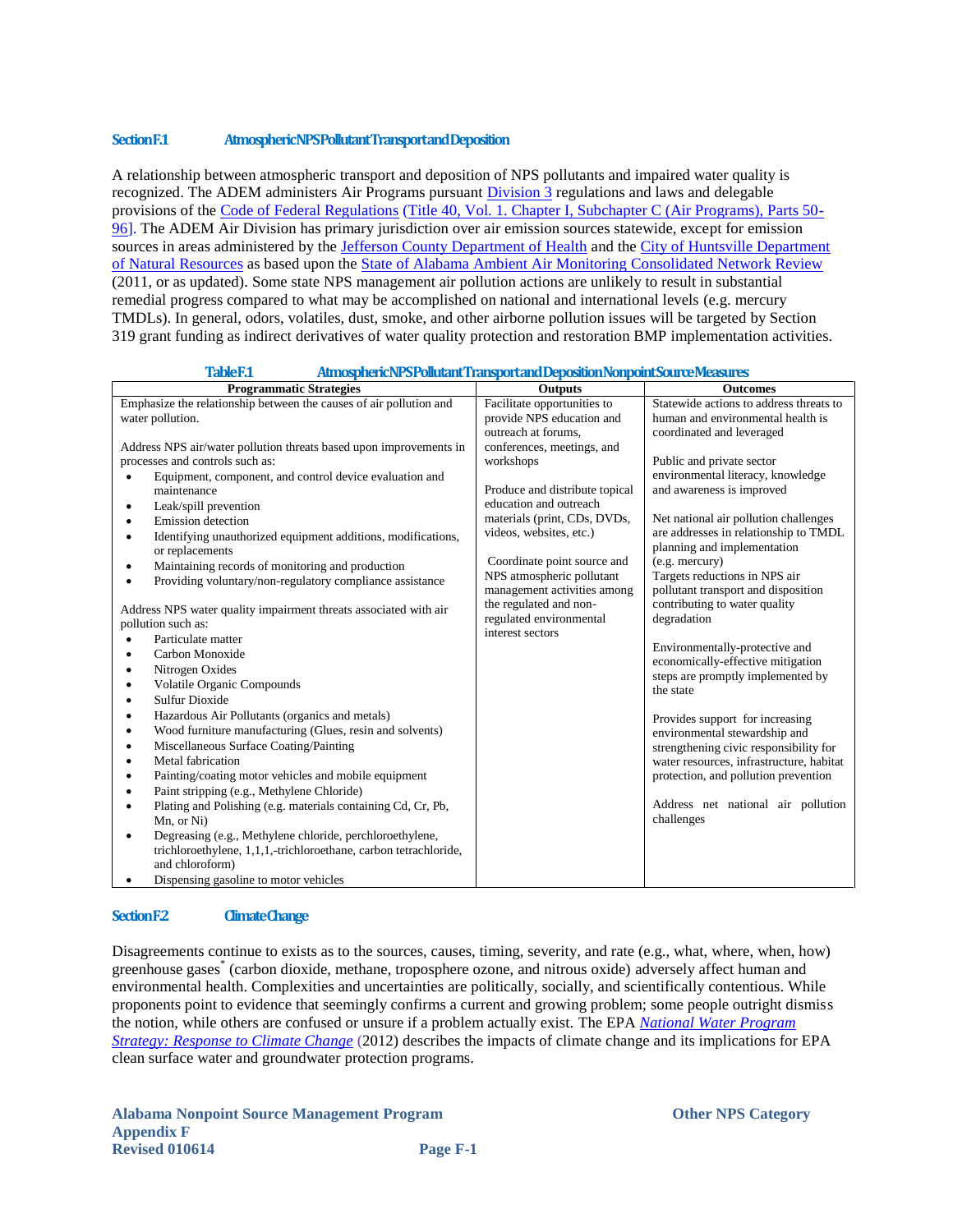### Section F.1 Atmospheric NPS Pollutant Transport and Deposition

A relationship between atmospheric transport and deposition of NPS pollutants and impaired water quality is recognized. The ADEM administers Air Programs pursuant Division 3 regulations and laws and delegable provisions of the Code of Federal Regulations (Title 40, Vol. 1. Chapter I, Subchapter C (Air Programs), Parts 50-96]. The ADEM Air Division has primary jurisdiction over air emission sources statewide, except for emission sources in areas administered by the Jefferson County Department of Health and the City of Huntsville Department of Natural Resources as based upon the State of Alabama Ambient Air Monitoring Consolidated Network Review (2011, or as updated). Some state NPS management air pollution actions are unlikely to result in substantial remedial progress compared to what may be accomplished on national and international levels (e.g. mercury TMDLs). In general, odors, volatiles, dust, smoke, and other airborne pollution issues will be targeted by Section 319 grant funding as indirect derivatives of water quality protection and restoration BMP implementation activities.

**Table F.1 Atmospheric NPS Pollutant Transport and Deposition Nonpoint Source Measures**

| Programmatic Strategies | Outputs | Outcomes |
|---|---|---|
| Emphasize the relationship between the causes of air pollution and water pollution.<br><br>Address NPS air/water pollution threats based upon improvements in processes and controls such as:<br>• Equipment, component, and control device evaluation and maintenance<br>• Leak/spill prevention<br>• Emission detection<br>• Identifying unauthorized equipment additions, modifications, or replacements<br>• Maintaining records of monitoring and production<br>• Providing voluntary/non-regulatory compliance assistance<br><br>Address NPS water quality impairment threats associated with air pollution such as:<br>• Particulate matter<br>• Carbon Monoxide<br>• Nitrogen Oxides<br>• Volatile Organic Compounds<br>• Sulfur Dioxide<br>• Hazardous Air Pollutants (organics and metals)<br>• Wood furniture manufacturing (Glues, resin and solvents)<br>• Miscellaneous Surface Coating/Painting<br>• Metal fabrication<br>• Painting/coating motor vehicles and mobile equipment<br>• Paint stripping (e.g., Methylene Chloride)<br>• Plating and Polishing (e.g. materials containing Cd, Cr, Pb, Mn, or Ni)<br>• Degreasing (e.g., Methylene chloride, perchloroethylene, trichloroethylene, 1,1,1,-trichloroethane, carbon tetrachloride, and chloroform)<br>• Dispensing gasoline to motor vehicles | Facilitate opportunities to provide NPS education and outreach at forums, conferences, meetings, and workshops<br><br>Produce and distribute topical education and outreach materials (print, CDs, DVDs, videos, websites, etc.)<br><br>Coordinate point source and NPS atmospheric pollutant management activities among the regulated and non-regulated environmental interest sectors | Statewide actions to address threats to human and environmental health is coordinated and leveraged<br><br>Public and private sector environmental literacy, knowledge and awareness is improved<br><br>Net national air pollution challenges are addresses in relationship to TMDL planning and implementation (e.g. mercury)<br>Targets reductions in NPS air pollutant transport and disposition contributing to water quality degradation<br><br>Environmentally-protective and economically-effective mitigation steps are promptly implemented by the state<br><br>Provides support for increasing environmental stewardship and strengthening civic responsibility for water resources, infrastructure, habitat protection, and pollution prevention<br><br>Address net national air pollution challenges |

### Section F.2 Climate Change

Disagreements continue to exists as to the sources, causes, timing, severity, and rate (e.g., what, where, when, how) greenhouse gases* (carbon dioxide, methane, troposphere ozone, and nitrous oxide) adversely affect human and environmental health. Complexities and uncertainties are politically, socially, and scientifically contentious. While proponents point to evidence that seemingly confirms a current and growing problem; some people outright dismiss the notion, while others are confused or unsure if a problem actually exist. The EPA *National Water Program Strategy: Response to Climate Change* (2012) describes the impacts of climate change and its implications for EPA clean surface water and groundwater protection programs.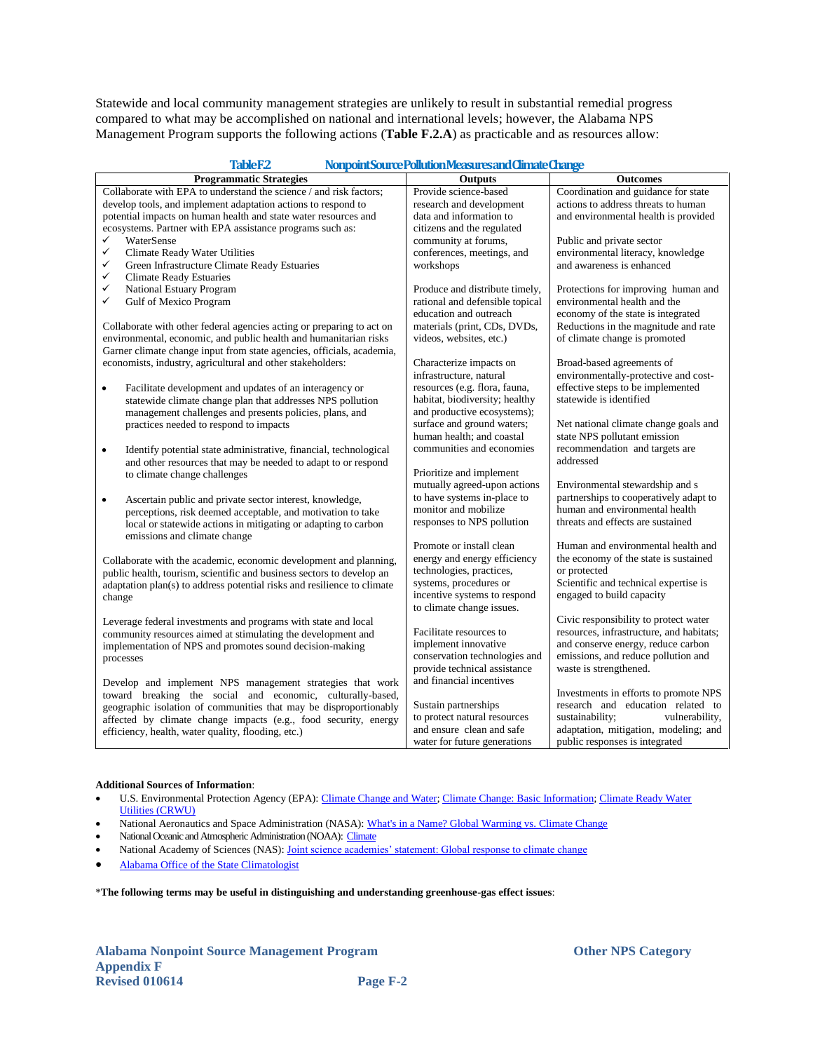Statewide and local community management strategies are unlikely to result in substantial remedial progress compared to what may be accomplished on national and international levels; however, the Alabama NPS Management Program supports the following actions (**Table F.2.A**) as practicable and as resources allow:

**Table F2 Nonpoint Source Pollution Measures and Climate Change**

| Programmatic Strategies | Outputs | Outcomes |
|---|---|---|
| Collaborate with EPA to understand the science / and risk factors; develop tools, and implement adaptation actions to respond to potential impacts on human health and state water resources and ecosystems. Partner with EPA assistance programs such as:<br>✓ WaterSense<br>✓ Climate Ready Water Utilities<br>✓ Green Infrastructure Climate Ready Estuaries<br>✓ Climate Ready Estuaries<br>✓ National Estuary Program<br>✓ Gulf of Mexico Program<br><br>Collaborate with other federal agencies acting or preparing to act on environmental, economic, and public health and humanitarian risks Garner climate change input from state agencies, officials, academia, economists, industry, agricultural and other stakeholders:<br><br>• Facilitate development and updates of an interagency or statewide climate change plan that addresses NPS pollution management challenges and presents policies, plans, and practices needed to respond to impacts<br><br>• Identify potential state administrative, financial, technological and other resources that may be needed to adapt to or respond to climate change challenges<br><br>• Ascertain public and private sector interest, knowledge, perceptions, risk deemed acceptable, and motivation to take local or statewide actions in mitigating or adapting to carbon emissions and climate change<br><br>Collaborate with the academic, economic development and planning, public health, tourism, scientific and business sectors to develop an adaptation plan(s) to address potential risks and resilience to climate change<br><br>Leverage federal investments and programs with state and local community resources aimed at stimulating the development and implementation of NPS and promotes sound decision-making processes<br><br>Develop and implement NPS management strategies that work toward breaking the social and economic, culturally-based, geographic isolation of communities that may be disproportionably affected by climate change impacts (e.g., food security, energy efficiency, health, water quality, flooding, etc.) | Provide science-based research and development data and information to citizens and the regulated community at forums, conferences, meetings, and workshops<br><br>Produce and distribute timely, rational and defensible topical education and outreach materials (print, CDs, DVDs, videos, websites, etc.)<br><br>Characterize impacts on infrastructure, natural resources (e.g. flora, fauna, habitat, biodiversity; healthy and productive ecosystems); surface and ground waters; human health; and coastal communities and economies<br><br>Prioritize and implement mutually agreed-upon actions to have systems in-place to monitor and mobilize responses to NPS pollution<br><br>Promote or install clean energy and energy efficiency technologies, practices, systems, procedures or incentive systems to respond to climate change issues.<br><br>Facilitate resources to implement innovative conservation technologies and provide technical assistance and financial incentives<br><br>Sustain partnerships to protect natural resources and ensure clean and safe water for future generations | Coordination and guidance for state actions to address threats to human and environmental health is provided<br><br>Public and private sector environmental literacy, knowledge and awareness is enhanced<br><br>Protections for improving human and environmental health and the economy of the state is integrated Reductions in the magnitude and rate of climate change is promoted<br><br>Broad-based agreements of environmentally-protective and cost-effective steps to be implemented statewide is identified<br><br>Net national climate change goals and state NPS pollutant emission recommendation and targets are addressed<br><br>Environmental stewardship and s partnerships to cooperatively adapt to human and environmental health threats and effects are sustained<br><br>Human and environmental health and the economy of the state is sustained or protected<br>Scientific and technical expertise is engaged to build capacity<br><br>Civic responsibility to protect water resources, infrastructure, and habitats; and conserve energy, reduce carbon emissions, and reduce pollution and waste is strengthened.<br><br>Investments in efforts to promote NPS research and education related to sustainability; vulnerability, adaptation, mitigation, modeling; and public responses is integrated |

**Additional Sources of Information**:

- U.S. Environmental Protection Agency (EPA): Climate Change and Water; Climate Change: Basic Information; Climate Ready Water Utilities (CRWU)
- National Aeronautics and Space Administration (NASA): What's in a Name? Global Warming vs. Climate Change
- National Oceanic and Atmospheric Administration (NOAA): Climate
- National Academy of Sciences (NAS): Joint science academies' statement: Global response to climate change
- Alabama Office of the State Climatologist

\***The following terms may be useful in distinguishing and understanding greenhouse-gas effect issues**: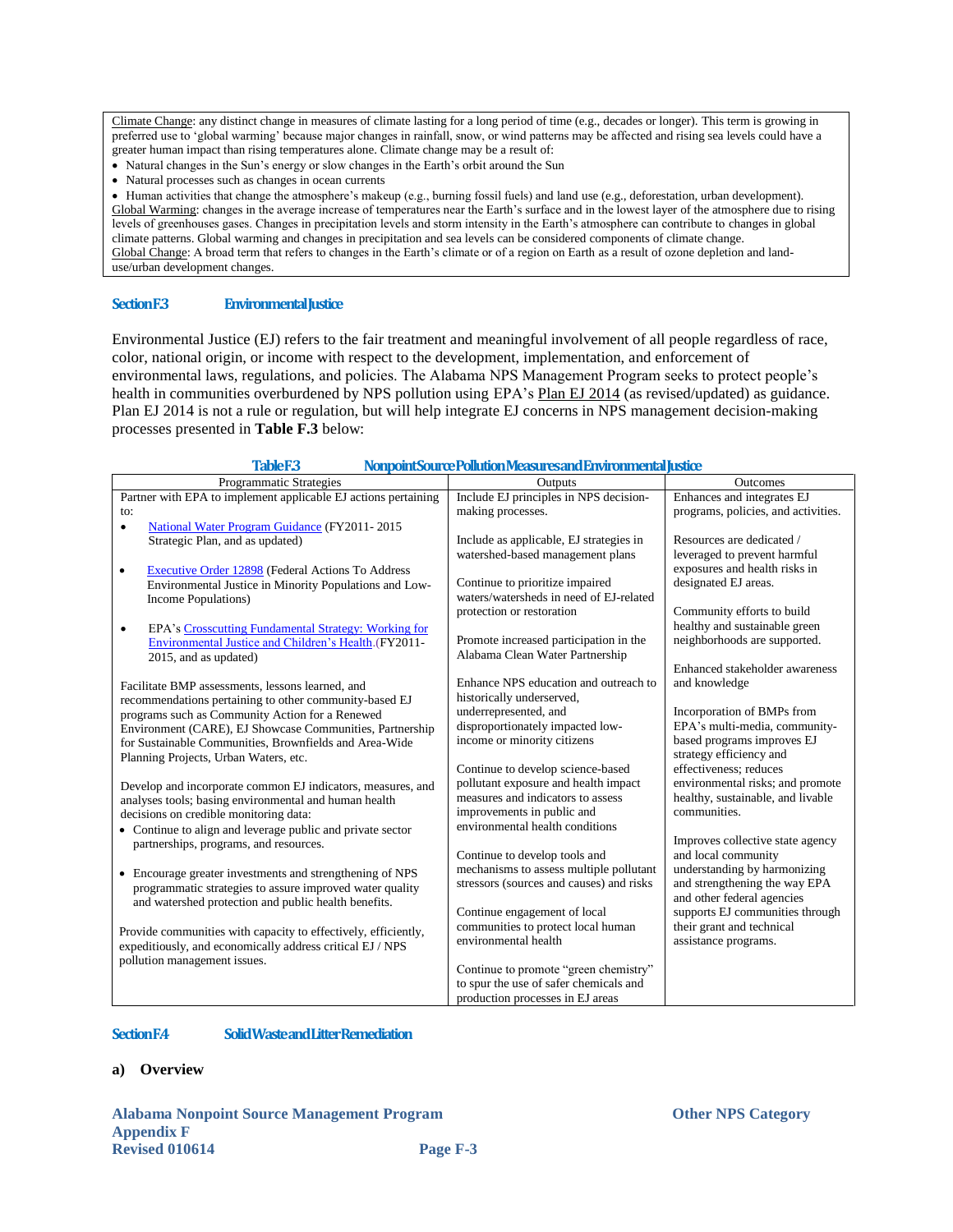Climate Change: any distinct change in measures of climate lasting for a long period of time (e.g., decades or longer). This term is growing in preferred use to 'global warming' because major changes in rainfall, snow, or wind patterns may be affected and rising sea levels could have a greater human impact than rising temperatures alone. Climate change may be a result of:

- Natural changes in the Sun's energy or slow changes in the Earth's orbit around the Sun
- Natural processes such as changes in ocean currents
- Human activities that change the atmosphere's makeup (e.g., burning fossil fuels) and land use (e.g., deforestation, urban development).

Global Warming: changes in the average increase of temperatures near the Earth's surface and in the lowest layer of the atmosphere due to rising levels of greenhouses gases. Changes in precipitation levels and storm intensity in the Earth's atmosphere can contribute to changes in global climate patterns. Global warming and changes in precipitation and sea levels can be considered components of climate change.

Global Change: A broad term that refers to changes in the Earth's climate or of a region on Earth as a result of ozone depletion and land-use/urban development changes.

### Section F.3 Environmental Justice

Environmental Justice (EJ) refers to the fair treatment and meaningful involvement of all people regardless of race, color, national origin, or income with respect to the development, implementation, and enforcement of environmental laws, regulations, and policies. The Alabama NPS Management Program seeks to protect people's health in communities overburdened by NPS pollution using EPA's Plan EJ 2014 (as revised/updated) as guidance. Plan EJ 2014 is not a rule or regulation, but will help integrate EJ concerns in NPS management decision-making processes presented in **Table F.3** below:

**Table F.3 Nonpoint Source Pollution Measures and Environmental Justice**

| Programmatic Strategies | Outputs | Outcomes |
|---|---|---|
| Partner with EPA to implement applicable EJ actions pertaining to:<br>• National Water Program Guidance (FY2011- 2015 Strategic Plan, and as updated)<br>• Executive Order 12898 (Federal Actions To Address Environmental Justice in Minority Populations and Low-Income Populations)<br>• EPA's Crosscutting Fundamental Strategy: Working for Environmental Justice and Children's Health.(FY2011-2015, and as updated)<br><br>Facilitate BMP assessments, lessons learned, and recommendations pertaining to other community-based EJ programs such as Community Action for a Renewed Environment (CARE), EJ Showcase Communities, Partnership for Sustainable Communities, Brownfields and Area-Wide Planning Projects, Urban Waters, etc.<br><br>Develop and incorporate common EJ indicators, measures, and analyses tools; basing environmental and human health decisions on credible monitoring data:<br>• Continue to align and leverage public and private sector partnerships, programs, and resources.<br>• Encourage greater investments and strengthening of NPS programmatic strategies to assure improved water quality and watershed protection and public health benefits.<br><br>Provide communities with capacity to effectively, efficiently, expeditiously, and economically address critical EJ / NPS pollution management issues. | Include EJ principles in NPS decision-making processes.<br><br>Include as applicable, EJ strategies in watershed-based management plans<br><br>Continue to prioritize impaired waters/watersheds in need of EJ-related protection or restoration<br><br>Promote increased participation in the Alabama Clean Water Partnership<br><br>Enhance NPS education and outreach to historically underserved, underrepresented, and disproportionately impacted low-income or minority citizens<br><br>Continue to develop science-based pollutant exposure and health impact measures and indicators to assess improvements in public and environmental health conditions<br><br>Continue to develop tools and mechanisms to assess multiple pollutant stressors (sources and causes) and risks<br><br>Continue engagement of local communities to protect local human environmental health<br><br>Continue to promote "green chemistry" to spur the use of safer chemicals and production processes in EJ areas | Enhances and integrates EJ programs, policies, and activities.<br><br>Resources are dedicated / leveraged to prevent harmful exposures and health risks in designated EJ areas.<br><br>Community efforts to build healthy and sustainable green neighborhoods are supported.<br><br>Enhanced stakeholder awareness and knowledge<br><br>Incorporation of BMPs from EPA's multi-media, community-based programs improves EJ strategy efficiency and effectiveness; reduces environmental risks; and promote healthy, sustainable, and livable communities.<br><br>Improves collective state agency and local community understanding by harmonizing and strengthening the way EPA and other federal agencies supports EJ communities through their grant and technical assistance programs. |

### Section F.4 Solid Waste and Litter Remediation

**a) Overview**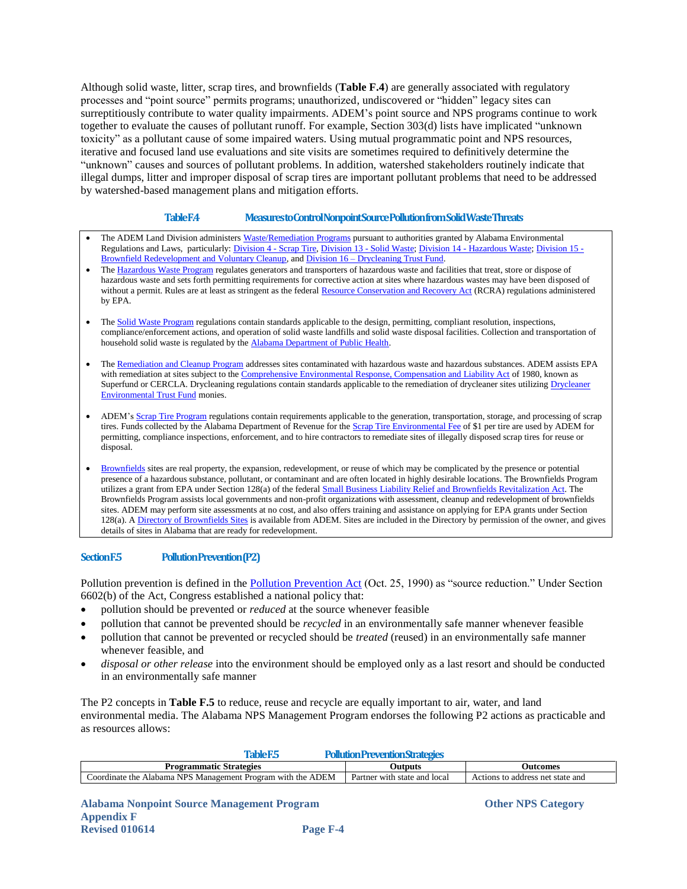Although solid waste, litter, scrap tires, and brownfields (**Table F.4**) are generally associated with regulatory processes and "point source" permits programs; unauthorized, undiscovered or "hidden" legacy sites can surreptitiously contribute to water quality impairments. ADEM's point source and NPS programs continue to work together to evaluate the causes of pollutant runoff. For example, Section 303(d) lists have implicated "unknown toxicity" as a pollutant cause of some impaired waters. Using mutual programmatic point and NPS resources, iterative and focused land use evaluations and site visits are sometimes required to definitively determine the "unknown" causes and sources of pollutant problems. In addition, watershed stakeholders routinely indicate that illegal dumps, litter and improper disposal of scrap tires are important pollutant problems that need to be addressed by watershed-based management plans and mitigation efforts.

**Table F.4 Measures to Control Nonpoint Source Pollution from Solid Waste Threats**

- The ADEM Land Division administers Waste/Remediation Programs pursuant to authorities granted by Alabama Environmental Regulations and Laws, particularly: Division 4 - Scrap Tire, Division 13 - Solid Waste; Division 14 - Hazardous Waste; Division 15 - Brownfield Redevelopment and Voluntary Cleanup, and Division 16 – Drycleaning Trust Fund.
- The Hazardous Waste Program regulates generators and transporters of hazardous waste and facilities that treat, store or dispose of hazardous waste and sets forth permitting requirements for corrective action at sites where hazardous wastes may have been disposed of without a permit. Rules are at least as stringent as the federal Resource Conservation and Recovery Act (RCRA) regulations administered by EPA.
- The Solid Waste Program regulations contain standards applicable to the design, permitting, compliant resolution, inspections, compliance/enforcement actions, and operation of solid waste landfills and solid waste disposal facilities. Collection and transportation of household solid waste is regulated by the Alabama Department of Public Health.
- The Remediation and Cleanup Program addresses sites contaminated with hazardous waste and hazardous substances. ADEM assists EPA with remediation at sites subject to the Comprehensive Environmental Response, Compensation and Liability Act of 1980, known as Superfund or CERCLA. Drycleaning regulations contain standards applicable to the remediation of drycleaner sites utilizing Drycleaner Environmental Trust Fund monies.
- ADEM's Scrap Tire Program regulations contain requirements applicable to the generation, transportation, storage, and processing of scrap tires. Funds collected by the Alabama Department of Revenue for the Scrap Tire Environmental Fee of $1 per tire are used by ADEM for permitting, compliance inspections, enforcement, and to hire contractors to remediate sites of illegally disposed scrap tires for reuse or disposal.
- Brownfields sites are real property, the expansion, redevelopment, or reuse of which may be complicated by the presence or potential presence of a hazardous substance, pollutant, or contaminant and are often located in highly desirable locations. The Brownfields Program utilizes a grant from EPA under Section 128(a) of the federal Small Business Liability Relief and Brownfields Revitalization Act. The Brownfields Program assists local governments and non-profit organizations with assessment, cleanup and redevelopment of brownfields sites. ADEM may perform site assessments at no cost, and also offers training and assistance on applying for EPA grants under Section 128(a). A Directory of Brownfields Sites is available from ADEM. Sites are included in the Directory by permission of the owner, and gives details of sites in Alabama that are ready for redevelopment.

## Section F.5 Pollution Prevention (P2)

Pollution prevention is defined in the Pollution Prevention Act (Oct. 25, 1990) as "source reduction." Under Section 6602(b) of the Act, Congress established a national policy that:

- pollution should be prevented or *reduced* at the source whenever feasible
- pollution that cannot be prevented should be *recycled* in an environmentally safe manner whenever feasible
- pollution that cannot be prevented or recycled should be *treated* (reused) in an environmentally safe manner whenever feasible, and
- *disposal or other release* into the environment should be employed only as a last resort and should be conducted in an environmentally safe manner

The P2 concepts in **Table F.5** to reduce, reuse and recycle are equally important to air, water, and land environmental media. The Alabama NPS Management Program endorses the following P2 actions as practicable and as resources allows:

**Table F.5 Pollution Prevention Strategies**

| Programmatic Strategies | Outputs | Outcomes |
| --- | --- | --- |
| Coordinate the Alabama NPS Management Program with the ADEM | Partner with state and local | Actions to address net state and |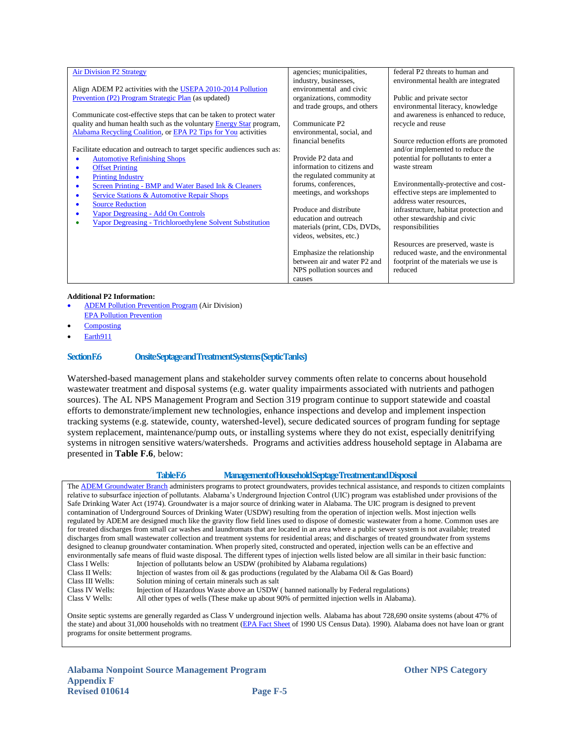| | | |
|---|---|---|
| Air Division P2 Strategy<br><br>Align ADEM P2 activities with the USEPA 2010-2014 Pollution Prevention (P2) Program Strategic Plan (as updated)<br><br>Communicate cost-effective steps that can be taken to protect water quality and human health such as the voluntary Energy Star program, Alabama Recycling Coalition, or EPA P2 Tips for You activities<br><br>Facilitate education and outreach to target specific audiences such as:<br>• Automotive Refinishing Shops<br>• Offset Printing<br>• Printing Industry<br>• Screen Printing - BMP and Water Based Ink & Cleaners<br>• Service Stations & Automotive Repair Shops<br>• Source Reduction<br>• Vapor Degreasing - Add On Controls<br>• Vapor Degreasing - Trichloroethylene Solvent Substitution | agencies; municipalities, industry, businesses, environmental and civic organizations, commodity and trade groups, and others<br><br>Communicate P2 environmental, social, and financial benefits<br><br>Provide P2 data and information to citizens and the regulated community at forums, conferences, meetings, and workshops<br><br>Produce and distribute education and outreach materials (print, CDs, DVDs, videos, websites, etc.)<br><br>Emphasize the relationship between air and water P2 and NPS pollution sources and causes | federal P2 threats to human and environmental health are integrated<br><br>Public and private sector environmental literacy, knowledge and awareness is enhanced to reduce, recycle and reuse<br><br>Source reduction efforts are promoted and/or implemented to reduce the potential for pollutants to enter a waste stream<br><br>Environmentally-protective and cost-effective steps are implemented to address water resources, infrastructure, habitat protection and other stewardship and civic responsibilities<br><br>Resources are preserved, waste is reduced waste, and the environmental footprint of the materials we use is reduced |

**Additional P2 Information:**

- ADEM Pollution Prevention Program (Air Division)
  EPA Pollution Prevention
- Composting
- Earth911

## Section F.6 Onsite Septage and Treatment Systems (Septic Tanks)

Watershed-based management plans and stakeholder survey comments often relate to concerns about household wastewater treatment and disposal systems (e.g. water quality impairments associated with nutrients and pathogen sources). The AL NPS Management Program and Section 319 program continue to support statewide and coastal efforts to demonstrate/implement new technologies, enhance inspections and develop and implement inspection tracking systems (e.g. statewide, county, watershed-level), secure dedicated sources of program funding for septage system replacement, maintenance/pump outs, or installing systems where they do not exist, especially denitrifying systems in nitrogen sensitive waters/watersheds. Programs and activities address household septage in Alabama are presented in **Table F.6**, below:

**Table F.6 Management of Household Septage Treatment and Disposal**

The ADEM Groundwater Branch administers programs to protect groundwaters, provides technical assistance, and responds to citizen complaints relative to subsurface injection of pollutants. Alabama's Underground Injection Control (UIC) program was established under provisions of the Safe Drinking Water Act (1974). Groundwater is a major source of drinking water in Alabama. The UIC program is designed to prevent contamination of Underground Sources of Drinking Water (USDW) resulting from the operation of injection wells. Most injection wells regulated by ADEM are designed much like the gravity flow field lines used to dispose of domestic wastewater from a home. Common uses are for treated discharges from small car washes and laundromats that are located in an area where a public sewer system is not available; treated discharges from small wastewater collection and treatment systems for residential areas; and discharges of treated groundwater from systems designed to cleanup groundwater contamination. When properly sited, constructed and operated, injection wells can be an effective and environmentally safe means of fluid waste disposal. The different types of injection wells listed below are all similar in their basic function:

| | |
|---|---|
| Class I Wells: | Injection of pollutants below an USDW (prohibited by Alabama regulations) |
| Class II Wells: | Injection of wastes from oil & gas productions (regulated by the Alabama Oil & Gas Board) |
| Class III Wells: | Solution mining of certain minerals such as salt |
| Class IV Wells: | Injection of Hazardous Waste above an USDW ( banned nationally by Federal regulations) |
| Class V Wells: | All other types of wells (These make up about 90% of permitted injection wells in Alabama). |

Onsite septic systems are generally regarded as Class V underground injection wells. Alabama has about 728,690 onsite systems (about 47% of the state) and about 31,000 households with no treatment (EPA Fact Sheet of 1990 US Census Data). 1990). Alabama does not have loan or grant programs for onsite betterment programs.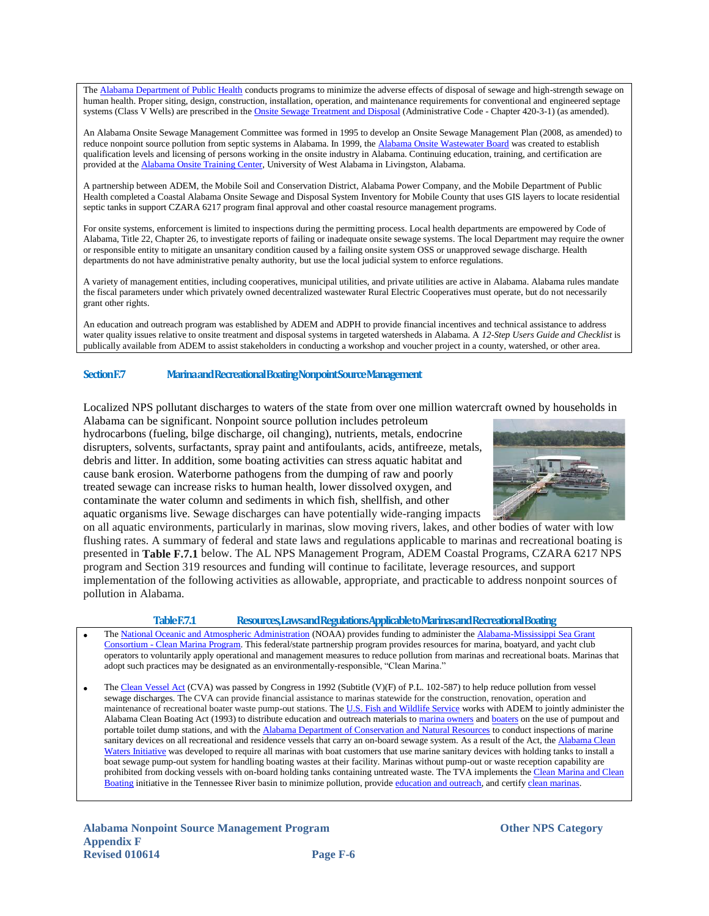The Alabama Department of Public Health conducts programs to minimize the adverse effects of disposal of sewage and high-strength sewage on human health. Proper siting, design, construction, installation, operation, and maintenance requirements for conventional and engineered septage systems (Class V Wells) are prescribed in the Onsite Sewage Treatment and Disposal (Administrative Code - Chapter 420-3-1) (as amended).

An Alabama Onsite Sewage Management Committee was formed in 1995 to develop an Onsite Sewage Management Plan (2008, as amended) to reduce nonpoint source pollution from septic systems in Alabama. In 1999, the Alabama Onsite Wastewater Board was created to establish qualification levels and licensing of persons working in the onsite industry in Alabama. Continuing education, training, and certification are provided at the Alabama Onsite Training Center, University of West Alabama in Livingston, Alabama.

A partnership between ADEM, the Mobile Soil and Conservation District, Alabama Power Company, and the Mobile Department of Public Health completed a Coastal Alabama Onsite Sewage and Disposal System Inventory for Mobile County that uses GIS layers to locate residential septic tanks in support CZARA 6217 program final approval and other coastal resource management programs.

For onsite systems, enforcement is limited to inspections during the permitting process. Local health departments are empowered by Code of Alabama, Title 22, Chapter 26, to investigate reports of failing or inadequate onsite sewage systems. The local Department may require the owner or responsible entity to mitigate an unsanitary condition caused by a failing onsite system OSS or unapproved sewage discharge. Health departments do not have administrative penalty authority, but use the local judicial system to enforce regulations.

A variety of management entities, including cooperatives, municipal utilities, and private utilities are active in Alabama. Alabama rules mandate the fiscal parameters under which privately owned decentralized wastewater Rural Electric Cooperatives must operate, but do not necessarily grant other rights.

An education and outreach program was established by ADEM and ADPH to provide financial incentives and technical assistance to address water quality issues relative to onsite treatment and disposal systems in targeted watersheds in Alabama. A *12-Step Users Guide and Checklist* is publically available from ADEM to assist stakeholders in conducting a workshop and voucher project in a county, watershed, or other area.

## Section F.7 Marina and Recreational Boating Nonpoint Source Management

Localized NPS pollutant discharges to waters of the state from over one million watercraft owned by households in Alabama can be significant. Nonpoint source pollution includes petroleum hydrocarbons (fueling, bilge discharge, oil changing), nutrients, metals, endocrine disrupters, solvents, surfactants, spray paint and antifoulants, acids, antifreeze, metals, debris and litter. In addition, some boating activities can stress aquatic habitat and cause bank erosion. Waterborne pathogens from the dumping of raw and poorly treated sewage can increase risks to human health, lower dissolved oxygen, and contaminate the water column and sediments in which fish, shellfish, and other aquatic organisms live. Sewage discharges can have potentially wide-ranging impacts on all aquatic environments, particularly in marinas, slow moving rivers, lakes, and other bodies of water with low flushing rates. A summary of federal and state laws and regulations applicable to marinas and recreational boating is presented in **Table F.7.1** below. The AL NPS Management Program, ADEM Coastal Programs, CZARA 6217 NPS program and Section 319 resources and funding will continue to facilitate, leverage resources, and support implementation of the following activities as allowable, appropriate, and practicable to address nonpoint sources of pollution in Alabama.

### Table F.7.1 Resources, Laws and Regulations Applicable to Marinas and Recreational Boating

- The National Oceanic and Atmospheric Administration (NOAA) provides funding to administer the Alabama-Mississippi Sea Grant Consortium - Clean Marina Program. This federal/state partnership program provides resources for marina, boatyard, and yacht club operators to voluntarily apply operational and management measures to reduce pollution from marinas and recreational boats. Marinas that adopt such practices may be designated as an environmentally-responsible, "Clean Marina."

- The Clean Vessel Act (CVA) was passed by Congress in 1992 (Subtitle (V)(F) of P.L. 102-587) to help reduce pollution from vessel sewage discharges. The CVA can provide financial assistance to marinas statewide for the construction, renovation, operation and maintenance of recreational boater waste pump-out stations. The U.S. Fish and Wildlife Service works with ADEM to jointly administer the Alabama Clean Boating Act (1993) to distribute education and outreach materials to marina owners and boaters on the use of pumpout and portable toilet dump stations, and with the Alabama Department of Conservation and Natural Resources to conduct inspections of marine sanitary devices on all recreational and residence vessels that carry an on-board sewage system. As a result of the Act, the Alabama Clean Waters Initiative was developed to require all marinas with boat customers that use marine sanitary devices with holding tanks to install a boat sewage pump-out system for handling boating wastes at their facility. Marinas without pump-out or waste reception capability are prohibited from docking vessels with on-board holding tanks containing untreated waste. The TVA implements the Clean Marina and Clean Boating initiative in the Tennessee River basin to minimize pollution, provide education and outreach, and certify clean marinas.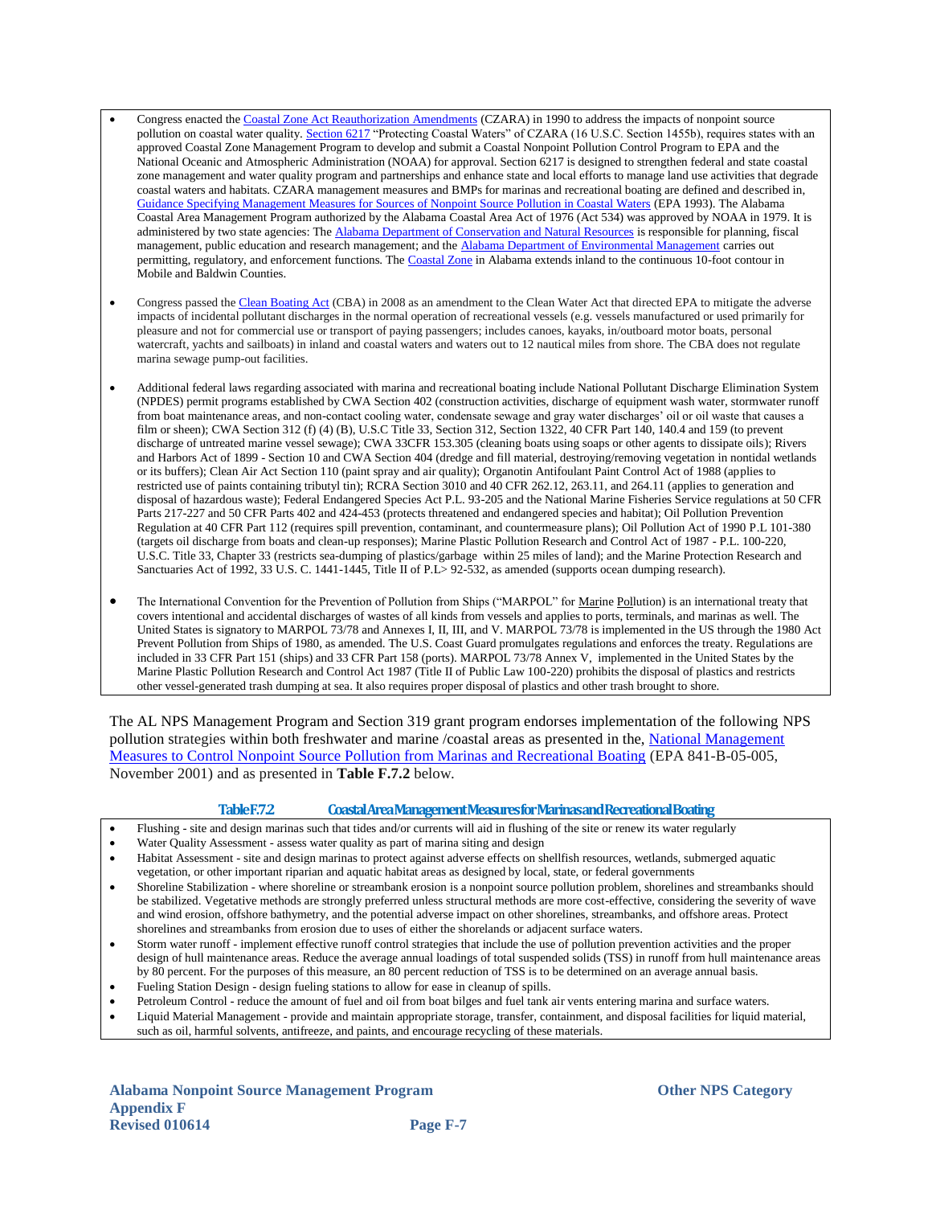- Congress enacted the Coastal Zone Act Reauthorization Amendments (CZARA) in 1990 to address the impacts of nonpoint source pollution on coastal water quality. Section 6217 "Protecting Coastal Waters" of CZARA (16 U.S.C. Section 1455b), requires states with an approved Coastal Zone Management Program to develop and submit a Coastal Nonpoint Pollution Control Program to EPA and the National Oceanic and Atmospheric Administration (NOAA) for approval. Section 6217 is designed to strengthen federal and state coastal zone management and water quality program and partnerships and enhance state and local efforts to manage land use activities that degrade coastal waters and habitats. CZARA management measures and BMPs for marinas and recreational boating are defined and described in, Guidance Specifying Management Measures for Sources of Nonpoint Source Pollution in Coastal Waters (EPA 1993). The Alabama Coastal Area Management Program authorized by the Alabama Coastal Area Act of 1976 (Act 534) was approved by NOAA in 1979. It is administered by two state agencies: The Alabama Department of Conservation and Natural Resources is responsible for planning, fiscal management, public education and research management; and the Alabama Department of Environmental Management carries out permitting, regulatory, and enforcement functions. The Coastal Zone in Alabama extends inland to the continuous 10-foot contour in Mobile and Baldwin Counties.

- Congress passed the Clean Boating Act (CBA) in 2008 as an amendment to the Clean Water Act that directed EPA to mitigate the adverse impacts of incidental pollutant discharges in the normal operation of recreational vessels (e.g. vessels manufactured or used primarily for pleasure and not for commercial use or transport of paying passengers; includes canoes, kayaks, in/outboard motor boats, personal watercraft, yachts and sailboats) in inland and coastal waters and waters out to 12 nautical miles from shore. The CBA does not regulate marina sewage pump-out facilities.

- Additional federal laws regarding associated with marina and recreational boating include National Pollutant Discharge Elimination System (NPDES) permit programs established by CWA Section 402 (construction activities, discharge of equipment wash water, stormwater runoff from boat maintenance areas, and non-contact cooling water, condensate sewage and gray water discharges' oil or oil waste that causes a film or sheen); CWA Section 312 (f) (4) (B), U.S.C Title 33, Section 312, Section 1322, 40 CFR Part 140, 140.4 and 159 (to prevent discharge of untreated marine vessel sewage); CWA 33CFR 153.305 (cleaning boats using soaps or other agents to dissipate oils); Rivers and Harbors Act of 1899 - Section 10 and CWA Section 404 (dredge and fill material, destroying/removing vegetation in nontidal wetlands or its buffers); Clean Air Act Section 110 (paint spray and air quality); Organotin Antifoulant Paint Control Act of 1988 (applies to restricted use of paints containing tributyl tin); RCRA Section 3010 and 40 CFR 262.12, 263.11, and 264.11 (applies to generation and disposal of hazardous waste); Federal Endangered Species Act P.L. 93-205 and the National Marine Fisheries Service regulations at 50 CFR Parts 217-227 and 50 CFR Parts 402 and 424-453 (protects threatened and endangered species and habitat); Oil Pollution Prevention Regulation at 40 CFR Part 112 (requires spill prevention, contaminant, and countermeasure plans); Oil Pollution Act of 1990 P.L 101-380 (targets oil discharge from boats and clean-up responses); Marine Plastic Pollution Research and Control Act of 1987 - P.L. 100-220, U.S.C. Title 33, Chapter 33 (restricts sea-dumping of plastics/garbage within 25 miles of land); and the Marine Protection Research and Sanctuaries Act of 1992, 33 U.S. C. 1441-1445, Title II of P.L> 92-532, as amended (supports ocean dumping research).

- The International Convention for the Prevention of Pollution from Ships ("MARPOL" for Marine Pollution) is an international treaty that covers intentional and accidental discharges of wastes of all kinds from vessels and applies to ports, terminals, and marinas as well. The United States is signatory to MARPOL 73/78 and Annexes I, II, III, and V. MARPOL 73/78 is implemented in the US through the 1980 Act Prevent Pollution from Ships of 1980, as amended. The U.S. Coast Guard promulgates regulations and enforces the treaty. Regulations are included in 33 CFR Part 151 (ships) and 33 CFR Part 158 (ports). MARPOL 73/78 Annex V, implemented in the United States by the Marine Plastic Pollution Research and Control Act 1987 (Title II of Public Law 100-220) prohibits the disposal of plastics and restricts other vessel-generated trash dumping at sea. It also requires proper disposal of plastics and other trash brought to shore.

The AL NPS Management Program and Section 319 grant program endorses implementation of the following NPS pollution strategies within both freshwater and marine /coastal areas as presented in the, National Management Measures to Control Nonpoint Source Pollution from Marinas and Recreational Boating (EPA 841-B-05-005, November 2001) and as presented in **Table F.7.2** below.

**Table F.7.2 Coastal Area Management Measures for Marinas and Recreational Boating**

- Flushing - site and design marinas such that tides and/or currents will aid in flushing of the site or renew its water regularly
- Water Quality Assessment - assess water quality as part of marina siting and design
- Habitat Assessment - site and design marinas to protect against adverse effects on shellfish resources, wetlands, submerged aquatic vegetation, or other important riparian and aquatic habitat areas as designed by local, state, or federal governments
- Shoreline Stabilization - where shoreline or streambank erosion is a nonpoint source pollution problem, shorelines and streambanks should be stabilized. Vegetative methods are strongly preferred unless structural methods are more cost-effective, considering the severity of wave and wind erosion, offshore bathymetry, and the potential adverse impact on other shorelines, streambanks, and offshore areas. Protect shorelines and streambanks from erosion due to uses of either the shorelands or adjacent surface waters.
- Storm water runoff - implement effective runoff control strategies that include the use of pollution prevention activities and the proper design of hull maintenance areas. Reduce the average annual loadings of total suspended solids (TSS) in runoff from hull maintenance areas by 80 percent. For the purposes of this measure, an 80 percent reduction of TSS is to be determined on an average annual basis.
- Fueling Station Design - design fueling stations to allow for ease in cleanup of spills.
- Petroleum Control - reduce the amount of fuel and oil from boat bilges and fuel tank air vents entering marina and surface waters.
- Liquid Material Management - provide and maintain appropriate storage, transfer, containment, and disposal facilities for liquid material, such as oil, harmful solvents, antifreeze, and paints, and encourage recycling of these materials.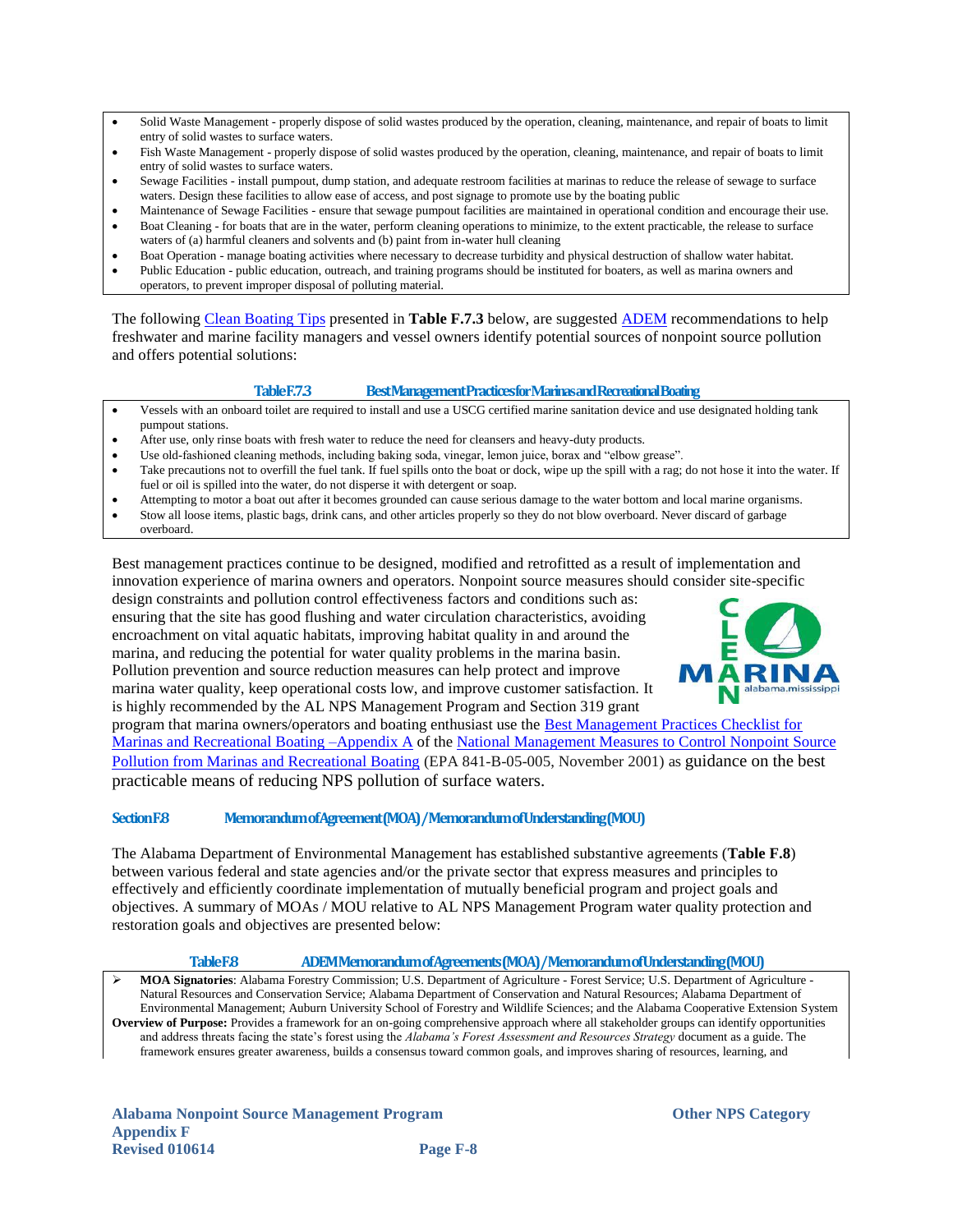- Solid Waste Management - properly dispose of solid wastes produced by the operation, cleaning, maintenance, and repair of boats to limit entry of solid wastes to surface waters.
- Fish Waste Management - properly dispose of solid wastes produced by the operation, cleaning, maintenance, and repair of boats to limit entry of solid wastes to surface waters.
- Sewage Facilities - install pumpout, dump station, and adequate restroom facilities at marinas to reduce the release of sewage to surface waters. Design these facilities to allow ease of access, and post signage to promote use by the boating public
- Maintenance of Sewage Facilities - ensure that sewage pumpout facilities are maintained in operational condition and encourage their use.
- Boat Cleaning - for boats that are in the water, perform cleaning operations to minimize, to the extent practicable, the release to surface waters of (a) harmful cleaners and solvents and (b) paint from in-water hull cleaning
- Boat Operation - manage boating activities where necessary to decrease turbidity and physical destruction of shallow water habitat.
- Public Education - public education, outreach, and training programs should be instituted for boaters, as well as marina owners and operators, to prevent improper disposal of polluting material.

The following Clean Boating Tips presented in **Table F.7.3** below, are suggested ADEM recommendations to help freshwater and marine facility managers and vessel owners identify potential sources of nonpoint source pollution and offers potential solutions:

**Table F.7.3 Best Management Practices for Marinas and Recreational Boating**

- Vessels with an onboard toilet are required to install and use a USCG certified marine sanitation device and use designated holding tank pumpout stations.
- After use, only rinse boats with fresh water to reduce the need for cleansers and heavy-duty products.
- Use old-fashioned cleaning methods, including baking soda, vinegar, lemon juice, borax and "elbow grease".
- Take precautions not to overfill the fuel tank. If fuel spills onto the boat or dock, wipe up the spill with a rag; do not hose it into the water. If fuel or oil is spilled into the water, do not disperse it with detergent or soap.
- Attempting to motor a boat out after it becomes grounded can cause serious damage to the water bottom and local marine organisms.
- Stow all loose items, plastic bags, drink cans, and other articles properly so they do not blow overboard. Never discard of garbage overboard.

Best management practices continue to be designed, modified and retrofitted as a result of implementation and innovation experience of marina owners and operators. Nonpoint source measures should consider site-specific design constraints and pollution control effectiveness factors and conditions such as: ensuring that the site has good flushing and water circulation characteristics, avoiding encroachment on vital aquatic habitats, improving habitat quality in and around the marina, and reducing the potential for water quality problems in the marina basin. Pollution prevention and source reduction measures can help protect and improve marina water quality, keep operational costs low, and improve customer satisfaction. It is highly recommended by the AL NPS Management Program and Section 319 grant program that marina owners/operators and boating enthusiast use the Best Management Practices Checklist for Marinas and Recreational Boating –Appendix A of the National Management Measures to Control Nonpoint Source Pollution from Marinas and Recreational Boating (EPA 841-B-05-005, November 2001) as guidance on the best practicable means of reducing NPS pollution of surface waters.

## Section F.8 Memorandum of Agreement (MOA) / Memorandum of Understanding (MOU)

The Alabama Department of Environmental Management has established substantive agreements (**Table F.8**) between various federal and state agencies and/or the private sector that express measures and principles to effectively and efficiently coordinate implementation of mutually beneficial program and project goals and objectives. A summary of MOAs / MOU relative to AL NPS Management Program water quality protection and restoration goals and objectives are presented below:

**Table F.8 ADEM Memorandum of Agreements (MOA) / Memorandum of Understanding (MOU)**

- **MOA Signatories**: Alabama Forestry Commission; U.S. Department of Agriculture - Forest Service; U.S. Department of Agriculture - Natural Resources and Conservation Service; Alabama Department of Conservation and Natural Resources; Alabama Department of Environmental Management; Auburn University School of Forestry and Wildlife Sciences; and the Alabama Cooperative Extension System

**Overview of Purpose:** Provides a framework for an on-going comprehensive approach where all stakeholder groups can identify opportunities and address threats facing the state's forest using the *Alabama's Forest Assessment and Resources Strategy* document as a guide. The framework ensures greater awareness, builds a consensus toward common goals, and improves sharing of resources, learning, and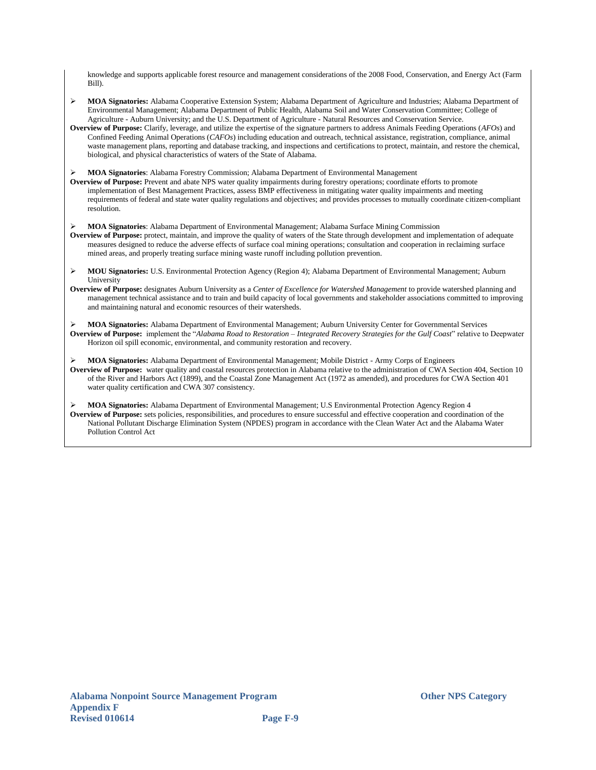knowledge and supports applicable forest resource and management considerations of the 2008 Food, Conservation, and Energy Act (Farm Bill).

- **MOA Signatories:** Alabama Cooperative Extension System; Alabama Department of Agriculture and Industries; Alabama Department of Environmental Management; Alabama Department of Public Health, Alabama Soil and Water Conservation Committee; College of Agriculture - Auburn University; and the U.S. Department of Agriculture - Natural Resources and Conservation Service.

**Overview of Purpose:** Clarify, leverage, and utilize the expertise of the signature partners to address Animals Feeding Operations (*AFOs*) and Confined Feeding Animal Operations (*CAFOs*) including education and outreach, technical assistance, registration, compliance, animal waste management plans, reporting and database tracking, and inspections and certifications to protect, maintain, and restore the chemical, biological, and physical characteristics of waters of the State of Alabama.

- **MOA Signatories**: Alabama Forestry Commission; Alabama Department of Environmental Management

**Overview of Purpose:** Prevent and abate NPS water quality impairments during forestry operations; coordinate efforts to promote implementation of Best Management Practices, assess BMP effectiveness in mitigating water quality impairments and meeting requirements of federal and state water quality regulations and objectives; and provides processes to mutually coordinate citizen-compliant resolution.

- **MOA Signatories**: Alabama Department of Environmental Management; Alabama Surface Mining Commission

**Overview of Purpose:** protect, maintain, and improve the quality of waters of the State through development and implementation of adequate measures designed to reduce the adverse effects of surface coal mining operations; consultation and cooperation in reclaiming surface mined areas, and properly treating surface mining waste runoff including pollution prevention.

- **MOU Signatories:** U.S. Environmental Protection Agency (Region 4); Alabama Department of Environmental Management; Auburn University

**Overview of Purpose:** designates Auburn University as a *Center of Excellence for Watershed Management* to provide watershed planning and management technical assistance and to train and build capacity of local governments and stakeholder associations committed to improving and maintaining natural and economic resources of their watersheds.

- **MOA Signatories:** Alabama Department of Environmental Management; Auburn University Center for Governmental Services

**Overview of Purpose:** implement the "*Alabama Road to Restoration – Integrated Recovery Strategies for the Gulf Coast*" relative to Deepwater Horizon oil spill economic, environmental, and community restoration and recovery.

- **MOA Signatories:** Alabama Department of Environmental Management; Mobile District - Army Corps of Engineers

**Overview of Purpose:** water quality and coastal resources protection in Alabama relative to the administration of CWA Section 404, Section 10 of the River and Harbors Act (1899), and the Coastal Zone Management Act (1972 as amended), and procedures for CWA Section 401 water quality certification and CWA 307 consistency.

- **MOA Signatories:** Alabama Department of Environmental Management; U.S Environmental Protection Agency Region 4

**Overview of Purpose:** sets policies, responsibilities, and procedures to ensure successful and effective cooperation and coordination of the National Pollutant Discharge Elimination System (NPDES) program in accordance with the Clean Water Act and the Alabama Water Pollution Control Act